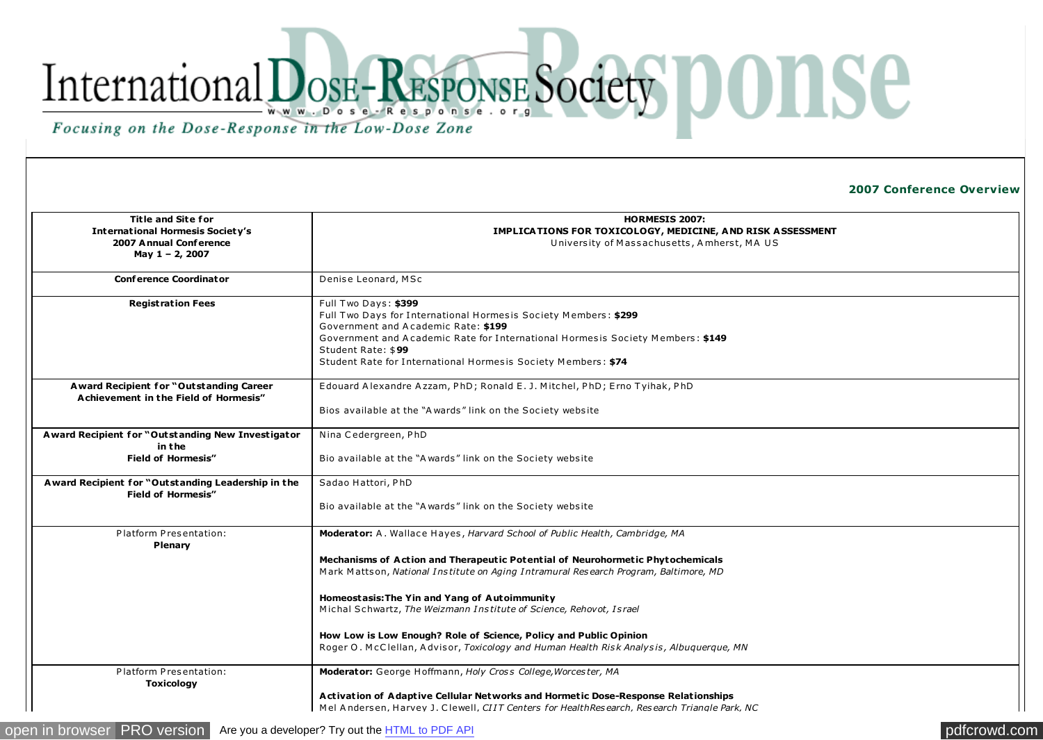# International Dose-Response Society

www.Dose-Response.org

*Focusing on the Dose-Response in the Low-Dose Zone*

**2007 Conference Overview**

| | |
|---|---|
| **Title and Site for International Hormesis Society's 2007 Annual Conference May 1 – 2, 2007** | **HORMESIS 2007: IMPLICATIONS FOR TOXICOLOGY, MEDICINE, AND RISK ASSESSMENT**<br>University of Massachusetts, Amherst, MA US |
| **Conference Coordinator** | Denise Leonard, MSc |
| **Registration Fees** | Full Two Days: **$399**<br>Full Two Days for International Hormesis Society Members: **$299**<br>Government and Academic Rate: **$199**<br>Government and Academic Rate for International Hormesis Society Members: **$149**<br>Student Rate: $**99**<br>Student Rate for International Hormesis Society Members: **$74** |
| **Award Recipient for "Outstanding Career Achievement in the Field of Hormesis"** | Edouard Alexandre Azzam, PhD; Ronald E. J. Mitchel, PhD; Erno Tyihak, PhD<br><br>Bios available at the "Awards" link on the Society website |
| **Award Recipient for "Outstanding New Investigator in the Field of Hormesis"** | Nina Cedergreen, PhD<br><br>Bio available at the "Awards" link on the Society website |
| **Award Recipient for "Outstanding Leadership in the Field of Hormesis"** | Sadao Hattori, PhD<br><br>Bio available at the "Awards" link on the Society website |
| Platform Presentation: **Plenary** | **Moderator:** A. Wallace Hayes, *Harvard School of Public Health, Cambridge, MA*<br><br>**Mechanisms of Action and Therapeutic Potential of Neurohormetic Phytochemicals**<br>Mark Mattson, *National Institute on Aging Intramural Research Program, Baltimore, MD*<br><br>**Homeostasis:The Yin and Yang of Autoimmunity**<br>Michal Schwartz, *The Weizmann Institute of Science, Rehovot, Israel*<br><br>**How Low is Low Enough? Role of Science, Policy and Public Opinion**<br>Roger O. McClellan, Advisor, *Toxicology and Human Health Risk Analysis, Albuquerque, MN* |
| Platform Presentation: **Toxicology** | **Moderator:** George Hoffmann, *Holy Cross College,Worcester, MA*<br><br>**Activation of Adaptive Cellular Networks and Hormetic Dose-Response Relationships**<br>Mel Andersen, Harvey J. Clewell, *CIIT Centers for HealthResearch, Research Triangle Park, NC* |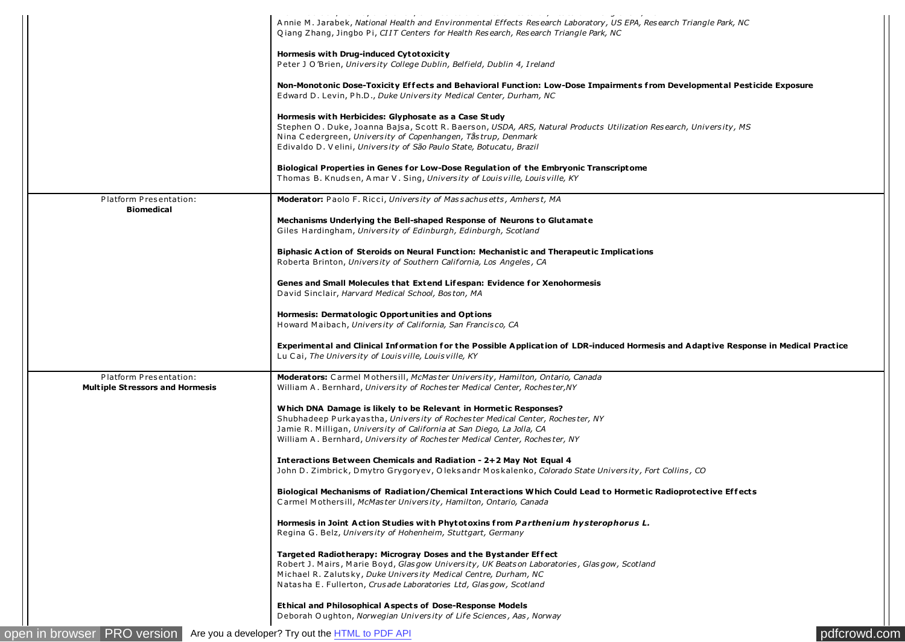| | |
|---|---|
| | Annie M. Jarabek, *National Health and Environmental Effects Research Laboratory, US EPA, Research Triangle Park, NC*<br>Qiang Zhang, Jingbo Pi, *CIIT Centers for Health Research, Research Triangle Park, NC*<br><br>**Hormesis with Drug-induced Cytotoxicity**<br>Peter J O'Brien, *University College Dublin, Belfield, Dublin 4, Ireland*<br><br>**Non-Monotonic Dose-Toxicity Effects and Behavioral Function: Low-Dose Impairments from Developmental Pesticide Exposure**<br>Edward D. Levin, Ph.D., *Duke University Medical Center, Durham, NC*<br><br>**Hormesis with Herbicides: Glyphosate as a Case Study**<br>Stephen O. Duke, Joanna Bajsa, Scott R. Baerson, *USDA, ARS, Natural Products Utilization Research, University, MS*<br>Nina Cedergreen, *University of Copenhangen, Tåstrup, Denmark*<br>Edivaldo D. Velini, *University of São Paulo State, Botucatu, Brazil*<br><br>**Biological Properties in Genes for Low-Dose Regulation of the Embryonic Transcriptome**<br>Thomas B. Knudsen, Amar V. Sing, *University of Louisville, Louisville, KY* |
| Platform Presentation:<br>**Biomedical** | **Moderator:** Paolo F. Ricci, *University of Massachusetts, Amherst, MA*<br><br>**Mechanisms Underlying the Bell-shaped Response of Neurons to Glutamate**<br>Giles Hardingham, *University of Edinburgh, Edinburgh, Scotland*<br><br>**Biphasic Action of Steroids on Neural Function: Mechanistic and Therapeutic Implications**<br>Roberta Brinton, *University of Southern California, Los Angeles, CA*<br><br>**Genes and Small Molecules that Extend Lifespan: Evidence for Xenohormesis**<br>David Sinclair, *Harvard Medical School, Boston, MA*<br><br>**Hormesis: Dermatologic Opportunities and Options**<br>Howard Maibach, *University of California, San Francisco, CA*<br><br>**Experimental and Clinical Information for the Possible Application of LDR-induced Hormesis and Adaptive Response in Medical Practice**<br>Lu Cai, *The University of Louisville, Louisville, KY* |
| Platform Presentation:<br>**Multiple Stressors and Hormesis** | **Moderators:** Carmel Mothersill, *McMaster University, Hamilton, Ontario, Canada*<br>William A. Bernhard, *University of Rochester Medical Center, Rochester,NY*<br><br>**Which DNA Damage is likely to be Relevant in Hormetic Responses?**<br>Shubhadeep Purkayastha, *University of Rochester Medical Center, Rochester, NY*<br>Jamie R. Milligan, *University of California at San Diego, La Jolla, CA*<br>William A. Bernhard, *University of Rochester Medical Center, Rochester, NY*<br><br>**Interactions Between Chemicals and Radiation - 2+2 May Not Equal 4**<br>John D. Zimbrick, Dmytro Grygoryev, Oleksandr Moskalenko, *Colorado State University, Fort Collins, CO*<br><br>**Biological Mechanisms of Radiation/Chemical Interactions Which Could Lead to Hormetic Radioprotective Effects**<br>Carmel Mothersill, *McMaster University, Hamilton, Ontario, Canada*<br><br>**Hormesis in Joint Action Studies with Phytotoxins from *Parthenium hysterophorus L.***<br>Regina G. Belz, *University of Hohenheim, Stuttgart, Germany*<br><br>**Targeted Radiotherapy: Microgray Doses and the Bystander Effect**<br>Robert J. Mairs, Marie Boyd, *Glasgow University, UK Beatson Laboratories, Glasgow, Scotland*<br>Michael R. Zalutsky, *Duke University Medical Centre, Durham, NC*<br>Natasha E. Fullerton, *Crusade Laboratories Ltd, Glasgow, Scotland*<br><br>**Ethical and Philosophical Aspects of Dose-Response Models**<br>Deborah Oughton, *Norwegian University of Life Sciences, Aas, Norway* |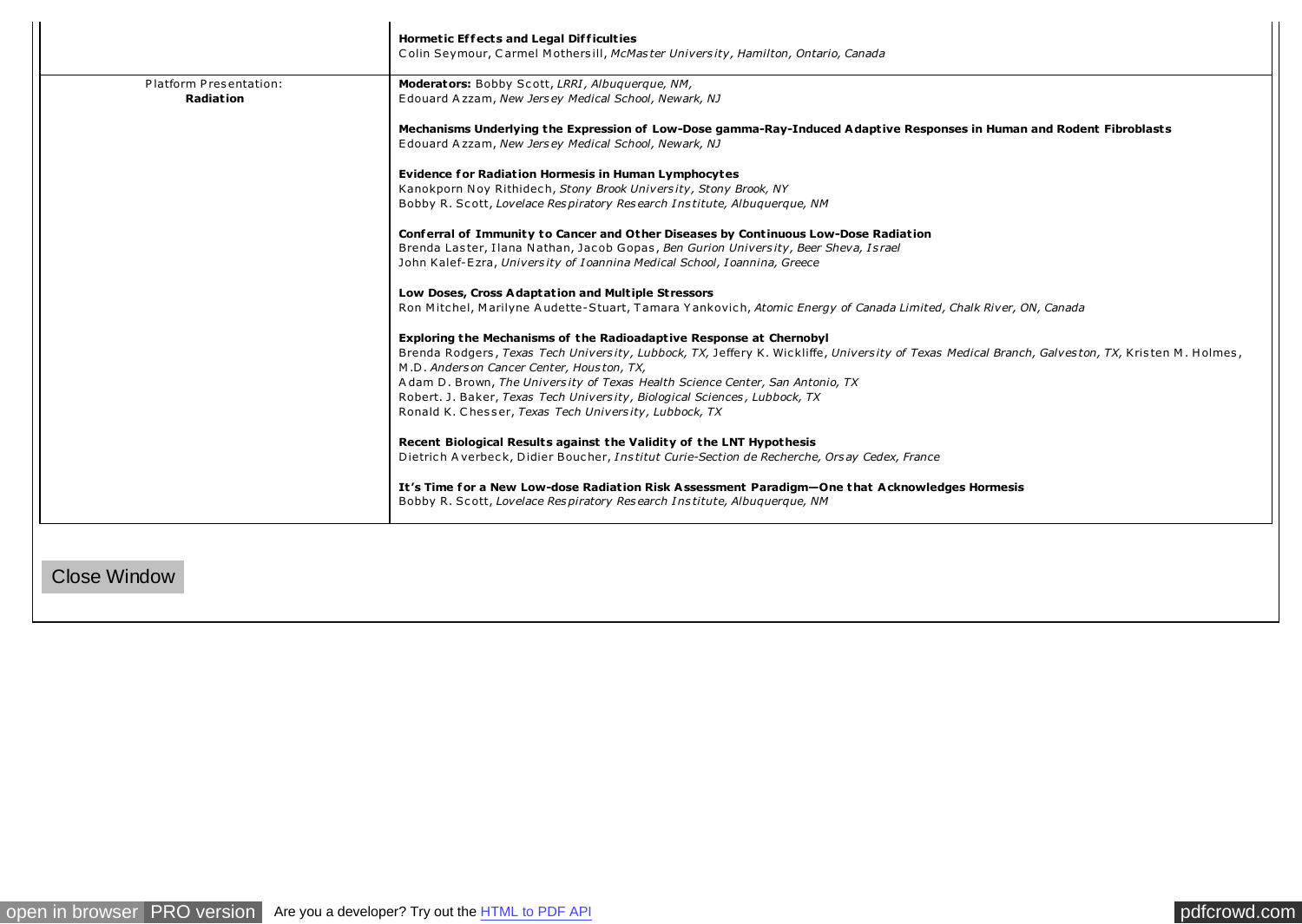| | |
|---|---|
| | **Hormetic Effects and Legal Difficulties**<br>Colin Seymour, Carmel Mothersill, *McMaster University, Hamilton, Ontario, Canada* |
| Platform Presentation:<br>**Radiation** | **Moderators:** Bobby Scott, *LRRI, Albuquerque, NM,*<br>Edouard Azzam, *New Jersey Medical School, Newark, NJ*<br><br>**Mechanisms Underlying the Expression of Low-Dose gamma-Ray-Induced Adaptive Responses in Human and Rodent Fibroblasts**<br>Edouard Azzam, *New Jersey Medical School, Newark, NJ*<br><br>**Evidence for Radiation Hormesis in Human Lymphocytes**<br>Kanokporn Noy Rithidech, *Stony Brook University, Stony Brook, NY*<br>Bobby R. Scott, *Lovelace Respiratory Research Institute, Albuquerque, NM*<br><br>**Conferral of Immunity to Cancer and Other Diseases by Continuous Low-Dose Radiation**<br>Brenda Laster, Ilana Nathan, Jacob Gopas, *Ben Gurion University, Beer Sheva, Israel*<br>John Kalef-Ezra, *University of Ioannina Medical School, Ioannina, Greece*<br><br>**Low Doses, Cross Adaptation and Multiple Stressors**<br>Ron Mitchel, Marilyne Audette-Stuart, Tamara Yankovich, *Atomic Energy of Canada Limited, Chalk River, ON, Canada*<br><br>**Exploring the Mechanisms of the Radioadaptive Response at Chernobyl**<br>Brenda Rodgers, *Texas Tech University, Lubbock, TX,* Jeffery K. Wickliffe, *University of Texas Medical Branch, Galveston, TX,* Kristen M. Holmes, M.D. *Anderson Cancer Center, Houston, TX,*<br>Adam D. Brown, *The University of Texas Health Science Center, San Antonio, TX*<br>Robert. J. Baker, *Texas Tech University, Biological Sciences, Lubbock, TX*<br>Ronald K. Chesser, *Texas Tech University, Lubbock, TX*<br><br>**Recent Biological Results against the Validity of the LNT Hypothesis**<br>Dietrich Averbeck, Didier Boucher, *Institut Curie-Section de Recherche, Orsay Cedex, France*<br><br>**It's Time for a New Low-dose Radiation Risk Assessment Paradigm—One that Acknowledges Hormesis**<br>Bobby R. Scott, *Lovelace Respiratory Research Institute, Albuquerque, NM* |

Close Window